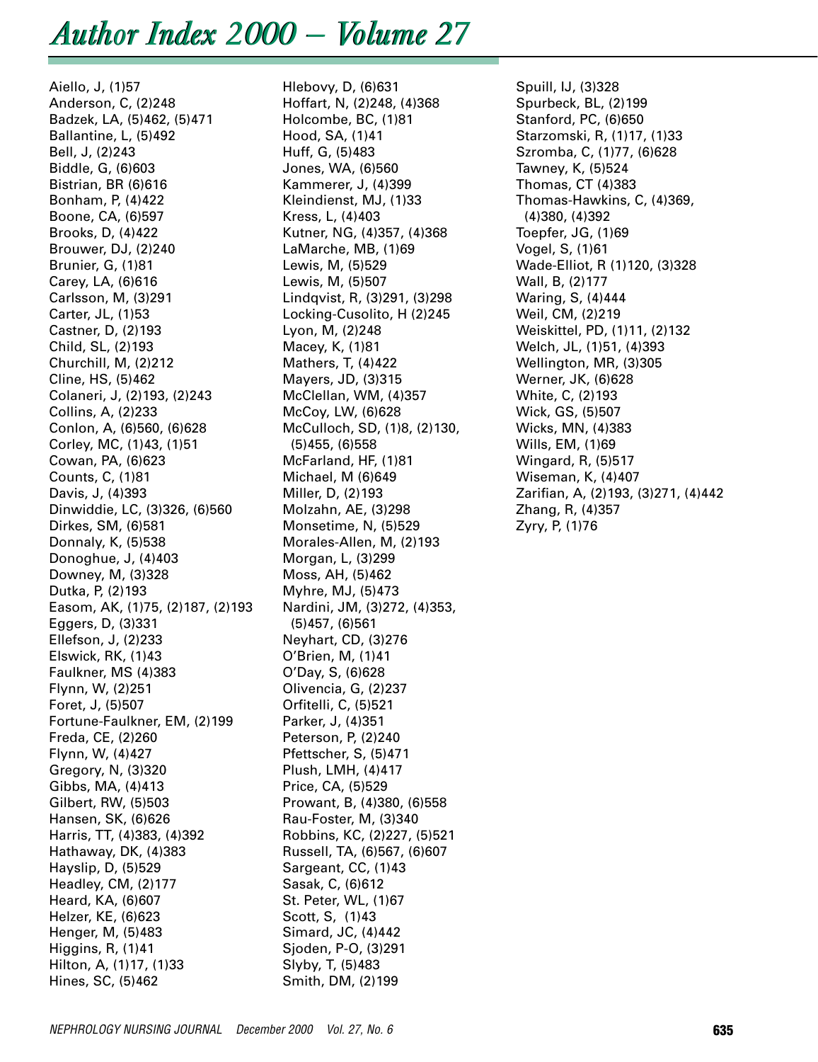# Author Index 2000 – Volume 27

Aiello, J, (1)57
Anderson, C, (2)248
Badzek, LA, (5)462, (5)471
Ballantine, L, (5)492
Bell, J, (2)243
Biddle, G, (6)603
Bistrian, BR (6)616
Bonham, P, (4)422
Boone, CA, (6)597
Brooks, D, (4)422
Brouwer, DJ, (2)240
Brunier, G, (1)81
Carey, LA, (6)616
Carlsson, M, (3)291
Carter, JL, (1)53
Castner, D, (2)193
Child, SL, (2)193
Churchill, M, (2)212
Cline, HS, (5)462
Colaneri, J, (2)193, (2)243
Collins, A, (2)233
Conlon, A, (6)560, (6)628
Corley, MC, (1)43, (1)51
Cowan, PA, (6)623
Counts, C, (1)81
Davis, J, (4)393
Dinwiddie, LC, (3)326, (6)560
Dirkes, SM, (6)581
Donnaly, K, (5)538
Donoghue, J, (4)403
Downey, M, (3)328
Dutka, P, (2)193
Easom, AK, (1)75, (2)187, (2)193
Eggers, D, (3)331
Ellefson, J, (2)233
Elswick, RK, (1)43
Faulkner, MS (4)383
Flynn, W, (2)251
Foret, J, (5)507
Fortune-Faulkner, EM, (2)199
Freda, CE, (2)260
Flynn, W, (4)427
Gregory, N, (3)320
Gibbs, MA, (4)413
Gilbert, RW, (5)503
Hansen, SK, (6)626
Harris, TT, (4)383, (4)392
Hathaway, DK, (4)383
Hayslip, D, (5)529
Headley, CM, (2)177
Heard, KA, (6)607
Helzer, KE, (6)623
Henger, M, (5)483
Higgins, R, (1)41
Hilton, A, (1)17, (1)33
Hines, SC, (5)462
Hlebovy, D, (6)631
Hoffart, N, (2)248, (4)368
Holcombe, BC, (1)81
Hood, SA, (1)41
Huff, G, (5)483
Jones, WA, (6)560
Kammerer, J, (4)399
Kleindienst, MJ, (1)33
Kress, L, (4)403
Kutner, NG, (4)357, (4)368
LaMarche, MB, (1)69
Lewis, M, (5)529
Lewis, M, (5)507
Lindqvist, R, (3)291, (3)298
Locking-Cusolito, H (2)245
Lyon, M, (2)248
Macey, K, (1)81
Mathers, T, (4)422
Mayers, JD, (3)315
McClellan, WM, (4)357
McCoy, LW, (6)628
McCulloch, SD, (1)8, (2)130, (5)455, (6)558
McFarland, HF, (1)81
Michael, M (6)649
Miller, D, (2)193
Molzahn, AE, (3)298
Monsetime, N, (5)529
Morales-Allen, M, (2)193
Morgan, L, (3)299
Moss, AH, (5)462
Myhre, MJ, (5)473
Nardini, JM, (3)272, (4)353, (5)457, (6)561
Neyhart, CD, (3)276
O'Brien, M, (1)41
O'Day, S, (6)628
Olivencia, G, (2)237
Orfitelli, C, (5)521
Parker, J, (4)351
Peterson, P, (2)240
Pfettscher, S, (5)471
Plush, LMH, (4)417
Price, CA, (5)529
Prowant, B, (4)380, (6)558
Rau-Foster, M, (3)340
Robbins, KC, (2)227, (5)521
Russell, TA, (6)567, (6)607
Sargeant, CC, (1)43
Sasak, C, (6)612
St. Peter, WL, (1)67
Scott, S, (1)43
Simard, JC, (4)442
Sjoden, P-O, (3)291
Slyby, T, (5)483
Smith, DM, (2)199
Spuill, IJ, (3)328
Spurbeck, BL, (2)199
Stanford, PC, (6)650
Starzomski, R, (1)17, (1)33
Szromba, C, (1)77, (6)628
Tawney, K, (5)524
Thomas, CT (4)383
Thomas-Hawkins, C, (4)369, (4)380, (4)392
Toepfer, JG, (1)69
Vogel, S, (1)61
Wade-Elliot, R (1)120, (3)328
Wall, B, (2)177
Waring, S, (4)444
Weil, CM, (2)219
Weiskittel, PD, (1)11, (2)132
Welch, JL, (1)51, (4)393
Wellington, MR, (3)305
Werner, JK, (6)628
White, C, (2)193
Wick, GS, (5)507
Wicks, MN, (4)383
Wills, EM, (1)69
Wingard, R, (5)517
Wiseman, K, (4)407
Zarifian, A, (2)193, (3)271, (4)442
Zhang, R, (4)357
Zyry, P, (1)76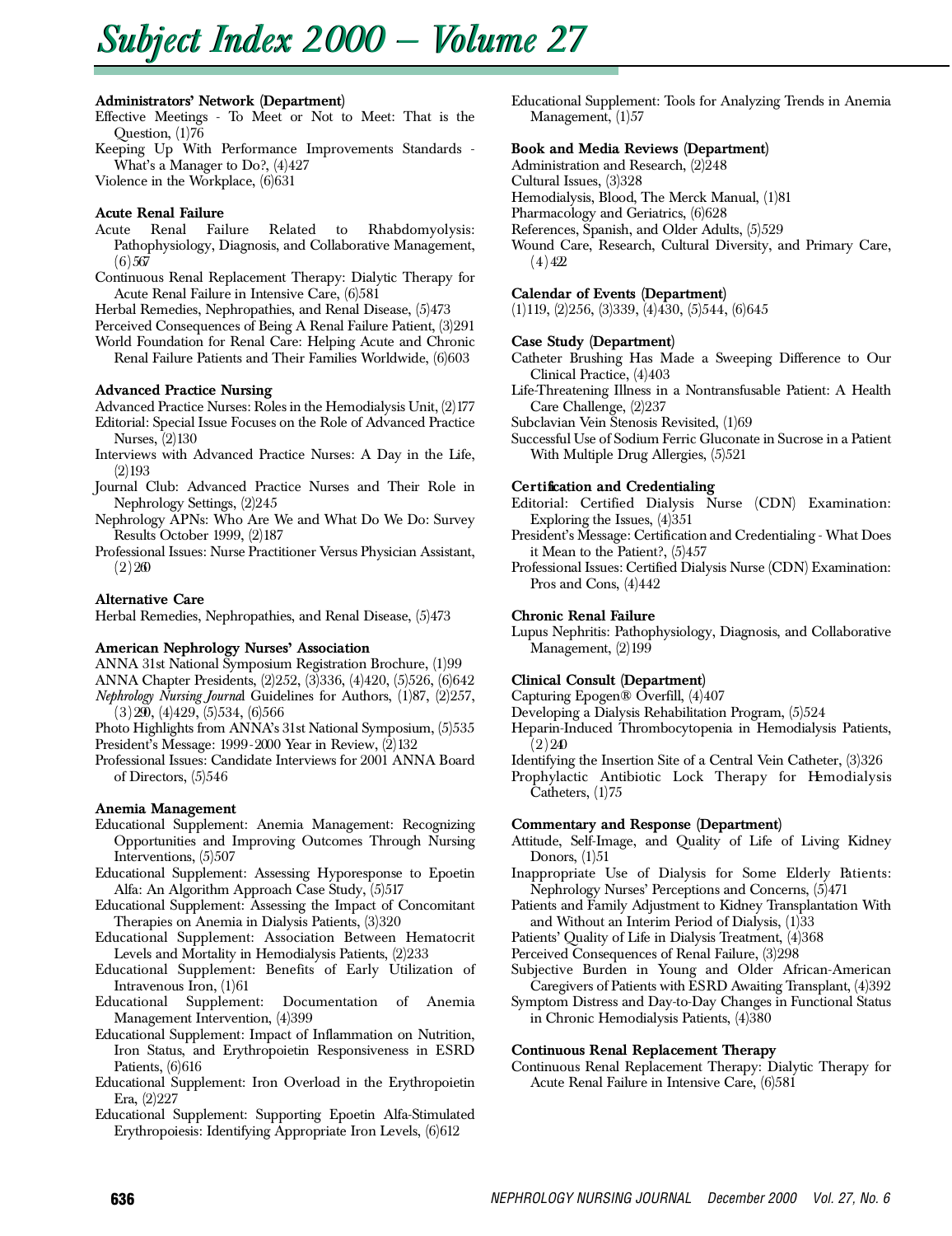# Subject Index 2000 – Volume 27

**Administrators' Network (Department)**

Effective Meetings - To Meet or Not to Meet: That is the Question, (1)76

Keeping Up With Performance Improvements Standards - What's a Manager to Do?, (4)427

Violence in the Workplace, (6)631

**Acute Renal Failure**

Acute Renal Failure Related to Rhabdomyolysis: Pathophysiology, Diagnosis, and Collaborative Management, (6)567

Continuous Renal Replacement Therapy: Dialytic Therapy for Acute Renal Failure in Intensive Care, (6)581

Herbal Remedies, Nephropathies, and Renal Disease, (5)473

Perceived Consequences of Being A Renal Failure Patient, (3)291

World Foundation for Renal Care: Helping Acute and Chronic Renal Failure Patients and Their Families Worldwide, (6)603

**Advanced Practice Nursing**

Advanced Practice Nurses: Roles in the Hemodialysis Unit, (2)177

Editorial: Special Issue Focuses on the Role of Advanced Practice Nurses, (2)130

Interviews with Advanced Practice Nurses: A Day in the Life, (2)193

Journal Club: Advanced Practice Nurses and Their Role in Nephrology Settings, (2)245

Nephrology APNs: Who Are We and What Do We Do: Survey Results October 1999, (2)187

Professional Issues: Nurse Practitioner Versus Physician Assistant, (2)260

**Alternative Care**

Herbal Remedies, Nephropathies, and Renal Disease, (5)473

**American Nephrology Nurses' Association**

ANNA 31st National Symposium Registration Brochure, (1)99

ANNA Chapter Presidents, (2)252, (3)336, (4)420, (5)526, (6)642

*Nephrology Nursing Journal* Guidelines for Authors, (1)87, (2)257, (3)290, (4)429, (5)534, (6)566

Photo Highlights from ANNA's 31st National Symposium, (5)535

President's Message: 1999-2000 Year in Review, (2)132

Professional Issues: Candidate Interviews for 2001 ANNA Board of Directors, (5)546

**Anemia Management**

Educational Supplement: Anemia Management: Recognizing Opportunities and Improving Outcomes Through Nursing Interventions, (5)507

Educational Supplement: Assessing Hyporesponse to Epoetin Alfa: An Algorithm Approach Case Study, (5)517

Educational Supplement: Assessing the Impact of Concomitant Therapies on Anemia in Dialysis Patients, (3)320

Educational Supplement: Association Between Hematocrit Levels and Mortality in Hemodialysis Patients, (2)233

Educational Supplement: Benefits of Early Utilization of Intravenous Iron, (1)61

Educational Supplement: Documentation of Anemia Management Intervention, (4)399

Educational Supplement: Impact of Inflammation on Nutrition, Iron Status, and Erythropoietin Responsiveness in ESRD Patients, (6)616

Educational Supplement: Iron Overload in the Erythropoietin Era, (2)227

Educational Supplement: Supporting Epoetin Alfa-Stimulated Erythropoiesis: Identifying Appropriate Iron Levels, (6)612

Educational Supplement: Tools for Analyzing Trends in Anemia Management, (1)57

**Book and Media Reviews (Department)**

Administration and Research, (2)248

Cultural Issues, (3)328

Hemodialysis, Blood, The Merck Manual, (1)81

Pharmacology and Geriatrics, (6)628

References, Spanish, and Older Adults, (5)529

Wound Care, Research, Cultural Diversity, and Primary Care, (4)422

**Calendar of Events (Department)**

(1)119, (2)256, (3)339, (4)430, (5)544, (6)645

**Case Study (Department)**

Catheter Brushing Has Made a Sweeping Difference to Our Clinical Practice, (4)403

Life-Threatening Illness in a Nontransfusable Patient: A Health Care Challenge, (2)237

Subclavian Vein Stenosis Revisited, (1)69

Successful Use of Sodium Ferric Gluconate in Sucrose in a Patient With Multiple Drug Allergies, (5)521

**Certification and Credentialing**

Editorial: Certified Dialysis Nurse (CDN) Examination: Exploring the Issues, (4)351

President's Message: Certification and Credentialing - What Does it Mean to the Patient?, (5)457

Professional Issues: Certified Dialysis Nurse (CDN) Examination: Pros and Cons, (4)442

**Chronic Renal Failure**

Lupus Nephritis: Pathophysiology, Diagnosis, and Collaborative Management, (2)199

**Clinical Consult (Department)**

Capturing Epogen® Overfill, (4)407

Developing a Dialysis Rehabilitation Program, (5)524

Heparin-Induced Thrombocytopenia in Hemodialysis Patients, (2)240

Identifying the Insertion Site of a Central Vein Catheter, (3)326

Prophylactic Antibiotic Lock Therapy for Hemodialysis Catheters, (1)75

**Commentary and Response (Department)**

Attitude, Self-Image, and Quality of Life of Living Kidney Donors, (1)51

Inappropriate Use of Dialysis for Some Elderly Patients: Nephrology Nurses' Perceptions and Concerns, (5)471

Patients and Family Adjustment to Kidney Transplantation With and Without an Interim Period of Dialysis, (1)33

Patients' Quality of Life in Dialysis Treatment, (4)368

Perceived Consequences of Renal Failure, (3)298

Subjective Burden in Young and Older African-American Caregivers of Patients with ESRD Awaiting Transplant, (4)392

Symptom Distress and Day-to-Day Changes in Functional Status in Chronic Hemodialysis Patients, (4)380

**Continuous Renal Replacement Therapy**

Continuous Renal Replacement Therapy: Dialytic Therapy for Acute Renal Failure in Intensive Care, (6)581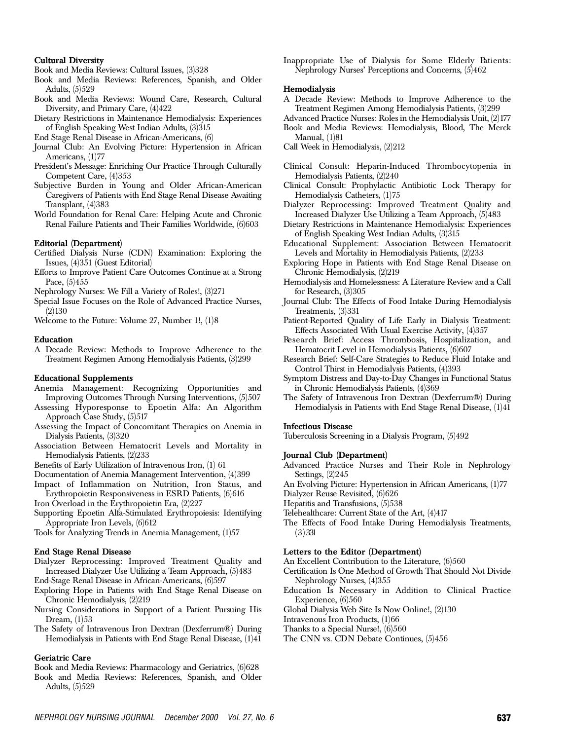**Cultural Diversity**

Book and Media Reviews: Cultural Issues, (3)328

Book and Media Reviews: References, Spanish, and Older Adults, (5)529

Book and Media Reviews: Wound Care, Research, Cultural Diversity, and Primary Care, (4)422

Dietary Restrictions in Maintenance Hemodialysis: Experiences of English Speaking West Indian Adults, (3)315

End Stage Renal Disease in African-Americans, (6)

Journal Club: An Evolving Picture: Hypertension in African Americans, (1)77

President's Message: Enriching Our Practice Through Culturally Competent Care, (4)353

Subjective Burden in Young and Older African-American Caregivers of Patients with End Stage Renal Disease Awaiting Transplant, (4)383

World Foundation for Renal Care: Helping Acute and Chronic Renal Failure Patients and Their Families Worldwide, (6)603

**Editorial (Department)**

Certified Dialysis Nurse (CDN) Examination: Exploring the Issues, (4)351 (Guest Editorial)

Efforts to Improve Patient Care Outcomes Continue at a Strong Pace, (5)455

Nephrology Nurses: We Fill a Variety of Roles!, (3)271

Special Issue Focuses on the Role of Advanced Practice Nurses, (2)130

Welcome to the Future: Volume 27, Number 1!, (1)8

**Education**

A Decade Review: Methods to Improve Adherence to the Treatment Regimen Among Hemodialysis Patients, (3)299

**Educational Supplements**

Anemia Management: Recognizing Opportunities and Improving Outcomes Through Nursing Interventions, (5)507

Assessing Hyporesponse to Epoetin Alfa: An Algorithm Approach Case Study, (5)517

Assessing the Impact of Concomitant Therapies on Anemia in Dialysis Patients, (3)320

Association Between Hematocrit Levels and Mortality in Hemodialysis Patients, (2)233

Benefits of Early Utilization of Intravenous Iron, (1) 61

Documentation of Anemia Management Intervention, (4)399

Impact of Inflammation on Nutrition, Iron Status, and Erythropoietin Responsiveness in ESRD Patients, (6)616

Iron Overload in the Erythropoietin Era, (2)227

Supporting Epoetin Alfa-Stimulated Erythropoiesis: Identifying Appropriate Iron Levels, (6)612

Tools for Analyzing Trends in Anemia Management, (1)57

**End Stage Renal Disease**

Dialyzer Reprocessing: Improved Treatment Quality and Increased Dialyzer Use Utilizing a Team Approach, (5)483

End-Stage Renal Disease in African-Americans, (6)597

Exploring Hope in Patients with End Stage Renal Disease on Chronic Hemodialysis, (2)219

Nursing Considerations in Support of a Patient Pursuing His Dream, (1)53

The Safety of Intravenous Iron Dextran (Dexferrum®) During Hemodialysis in Patients with End Stage Renal Disease, (1)41

**Geriatric Care**

Book and Media Reviews: Pharmacology and Geriatrics, (6)628

Book and Media Reviews: References, Spanish, and Older Adults, (5)529

Inappropriate Use of Dialysis for Some Elderly Patients: Nephrology Nurses' Perceptions and Concerns, (5)462

**Hemodialysis**

A Decade Review: Methods to Improve Adherence to the Treatment Regimen Among Hemodialysis Patients, (3)299

Advanced Practice Nurses: Roles in the Hemodialysis Unit, (2)177

Book and Media Reviews: Hemodialysis, Blood, The Merck Manual, (1)81

Call Week in Hemodialysis, (2)212

Clinical Consult: Heparin-Induced Thrombocytopenia in Hemodialysis Patients, (2)240

Clinical Consult: Prophylactic Antibiotic Lock Therapy for Hemodialysis Catheters, (1)75

Dialyzer Reprocessing: Improved Treatment Quality and Increased Dialyzer Use Utilizing a Team Approach, (5)483

Dietary Restrictions in Maintenance Hemodialysis: Experiences of English Speaking West Indian Adults, (3)315

Educational Supplement: Association Between Hematocrit Levels and Mortality in Hemodialysis Patients, (2)233

Exploring Hope in Patients with End Stage Renal Disease on Chronic Hemodialysis, (2)219

Hemodialysis and Homelessness: A Literature Review and a Call for Research, (3)305

Journal Club: The Effects of Food Intake During Hemodialysis Treatments, (3)331

Patient-Reported Quality of Life Early in Dialysis Treatment: Effects Associated With Usual Exercise Activity, (4)357

Research Brief: Access Thrombosis, Hospitalization, and Hematocrit Level in Hemodialysis Patients, (6)607

Research Brief: Self-Care Strategies to Reduce Fluid Intake and Control Thirst in Hemodialysis Patients, (4)393

Symptom Distress and Day-to-Day Changes in Functional Status in Chronic Hemodialysis Patients, (4)369

The Safety of Intravenous Iron Dextran (Dexferrum®) During Hemodialysis in Patients with End Stage Renal Disease, (1)41

**Infectious Disease**

Tuberculosis Screening in a Dialysis Program, (5)492

**Journal Club (Department)**

Advanced Practice Nurses and Their Role in Nephrology Settings, (2)245

An Evolving Picture: Hypertension in African Americans, (1)77

Dialyzer Reuse Revisited, (6)626

Hepatitis and Transfusions, (5)538

Telehealthcare: Current State of the Art, (4)417

The Effects of Food Intake During Hemodialysis Treatments, (3)331

**Letters to the Editor (Department)**

An Excellent Contribution to the Literature, (6)560

Certification Is One Method of Growth That Should Not Divide Nephrology Nurses, (4)355

Education Is Necessary in Addition to Clinical Practice Experience, (6)560

Global Dialysis Web Site Is Now Online!, (2)130

Intravenous Iron Products, (1)66

Thanks to a Special Nurse!, (6)560

The CNN vs. CDN Debate Continues, (5)456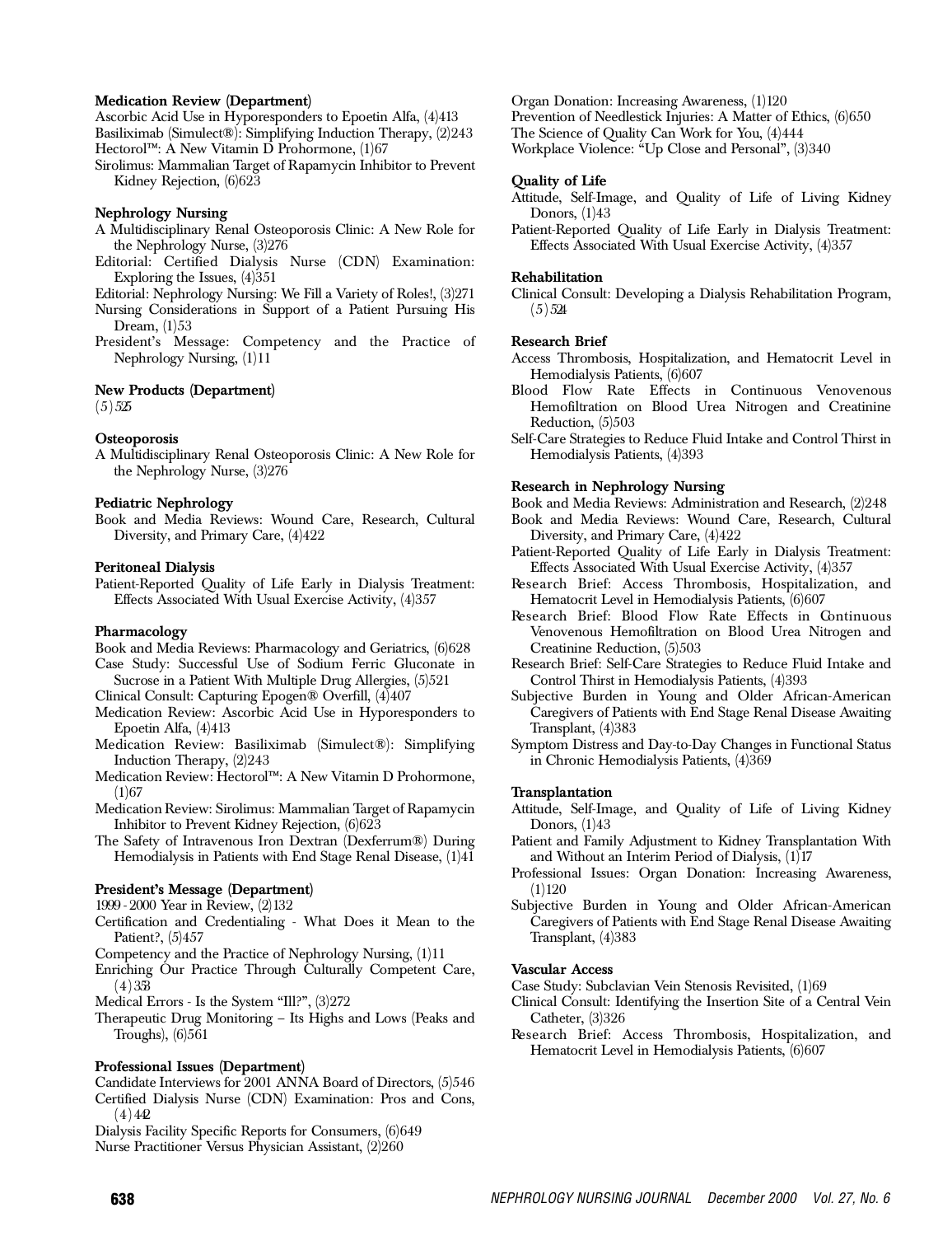**Medication Review (Department)**

Ascorbic Acid Use in Hyporesponders to Epoetin Alfa, (4)413
Basiliximab (Simulect®): Simplifying Induction Therapy, (2)243
Hectorol™: A New Vitamin D Prohormone, (1)67
Sirolimus: Mammalian Target of Rapamycin Inhibitor to Prevent Kidney Rejection, (6)623

**Nephrology Nursing**

A Multidisciplinary Renal Osteoporosis Clinic: A New Role for the Nephrology Nurse, (3)276
Editorial: Certified Dialysis Nurse (CDN) Examination: Exploring the Issues, (4)351
Editorial: Nephrology Nursing: We Fill a Variety of Roles!, (3)271
Nursing Considerations in Support of a Patient Pursuing His Dream, (1)53
President's Message: Competency and the Practice of Nephrology Nursing, (1)11

**New Products (Department)**

(5)525

**Osteoporosis**

A Multidisciplinary Renal Osteoporosis Clinic: A New Role for the Nephrology Nurse, (3)276

**Pediatric Nephrology**

Book and Media Reviews: Wound Care, Research, Cultural Diversity, and Primary Care, (4)422

**Peritoneal Dialysis**

Patient-Reported Quality of Life Early in Dialysis Treatment: Effects Associated With Usual Exercise Activity, (4)357

**Pharmacology**

Book and Media Reviews: Pharmacology and Geriatrics, (6)628
Case Study: Successful Use of Sodium Ferric Gluconate in Sucrose in a Patient With Multiple Drug Allergies, (5)521
Clinical Consult: Capturing Epogen® Overfill, (4)407
Medication Review: Ascorbic Acid Use in Hyporesponders to Epoetin Alfa, (4)413
Medication Review: Basiliximab (Simulect®): Simplifying Induction Therapy, (2)243
Medication Review: Hectorol™: A New Vitamin D Prohormone, (1)67
Medication Review: Sirolimus: Mammalian Target of Rapamycin Inhibitor to Prevent Kidney Rejection, (6)623
The Safety of Intravenous Iron Dextran (Dexferrum®) During Hemodialysis in Patients with End Stage Renal Disease, (1)41

**President's Message (Department)**

1999 - 2000 Year in Review, (2)132
Certification and Credentialing - What Does it Mean to the Patient?, (5)457
Competency and the Practice of Nephrology Nursing, (1)11
Enriching Our Practice Through Culturally Competent Care, (4)353
Medical Errors - Is the System "Ill?", (3)272
Therapeutic Drug Monitoring – Its Highs and Lows (Peaks and Troughs), (6)561

**Professional Issues (Department)**

Candidate Interviews for 2001 ANNA Board of Directors, (5)546
Certified Dialysis Nurse (CDN) Examination: Pros and Cons, (4)442
Dialysis Facility Specific Reports for Consumers, (6)649
Nurse Practitioner Versus Physician Assistant, (2)260
Organ Donation: Increasing Awareness, (1)120
Prevention of Needlestick Injuries: A Matter of Ethics, (6)650
The Science of Quality Can Work for You, (4)444
Workplace Violence: "Up Close and Personal", (3)340

**Quality of Life**

Attitude, Self-Image, and Quality of Life of Living Kidney Donors, (1)43
Patient-Reported Quality of Life Early in Dialysis Treatment: Effects Associated With Usual Exercise Activity, (4)357

**Rehabilitation**

Clinical Consult: Developing a Dialysis Rehabilitation Program, (5)524

**Research Brief**

Access Thrombosis, Hospitalization, and Hematocrit Level in Hemodialysis Patients, (6)607
Blood Flow Rate Effects in Continuous Venovenous Hemofiltration on Blood Urea Nitrogen and Creatinine Reduction, (5)503
Self-Care Strategies to Reduce Fluid Intake and Control Thirst in Hemodialysis Patients, (4)393

**Research in Nephrology Nursing**

Book and Media Reviews: Administration and Research, (2)248
Book and Media Reviews: Wound Care, Research, Cultural Diversity, and Primary Care, (4)422
Patient-Reported Quality of Life Early in Dialysis Treatment: Effects Associated With Usual Exercise Activity, (4)357
Research Brief: Access Thrombosis, Hospitalization, and Hematocrit Level in Hemodialysis Patients, (6)607
Research Brief: Blood Flow Rate Effects in Continuous Venovenous Hemofiltration on Blood Urea Nitrogen and Creatinine Reduction, (5)503
Research Brief: Self-Care Strategies to Reduce Fluid Intake and Control Thirst in Hemodialysis Patients, (4)393
Subjective Burden in Young and Older African-American Caregivers of Patients with End Stage Renal Disease Awaiting Transplant, (4)383
Symptom Distress and Day-to-Day Changes in Functional Status in Chronic Hemodialysis Patients, (4)369

**Transplantation**

Attitude, Self-Image, and Quality of Life of Living Kidney Donors, (1)43
Patient and Family Adjustment to Kidney Transplantation With and Without an Interim Period of Dialysis, (1)17
Professional Issues: Organ Donation: Increasing Awareness, (1)120
Subjective Burden in Young and Older African-American Caregivers of Patients with End Stage Renal Disease Awaiting Transplant, (4)383

**Vascular Access**

Case Study: Subclavian Vein Stenosis Revisited, (1)69
Clinical Consult: Identifying the Insertion Site of a Central Vein Catheter, (3)326
Research Brief: Access Thrombosis, Hospitalization, and Hematocrit Level in Hemodialysis Patients, (6)607